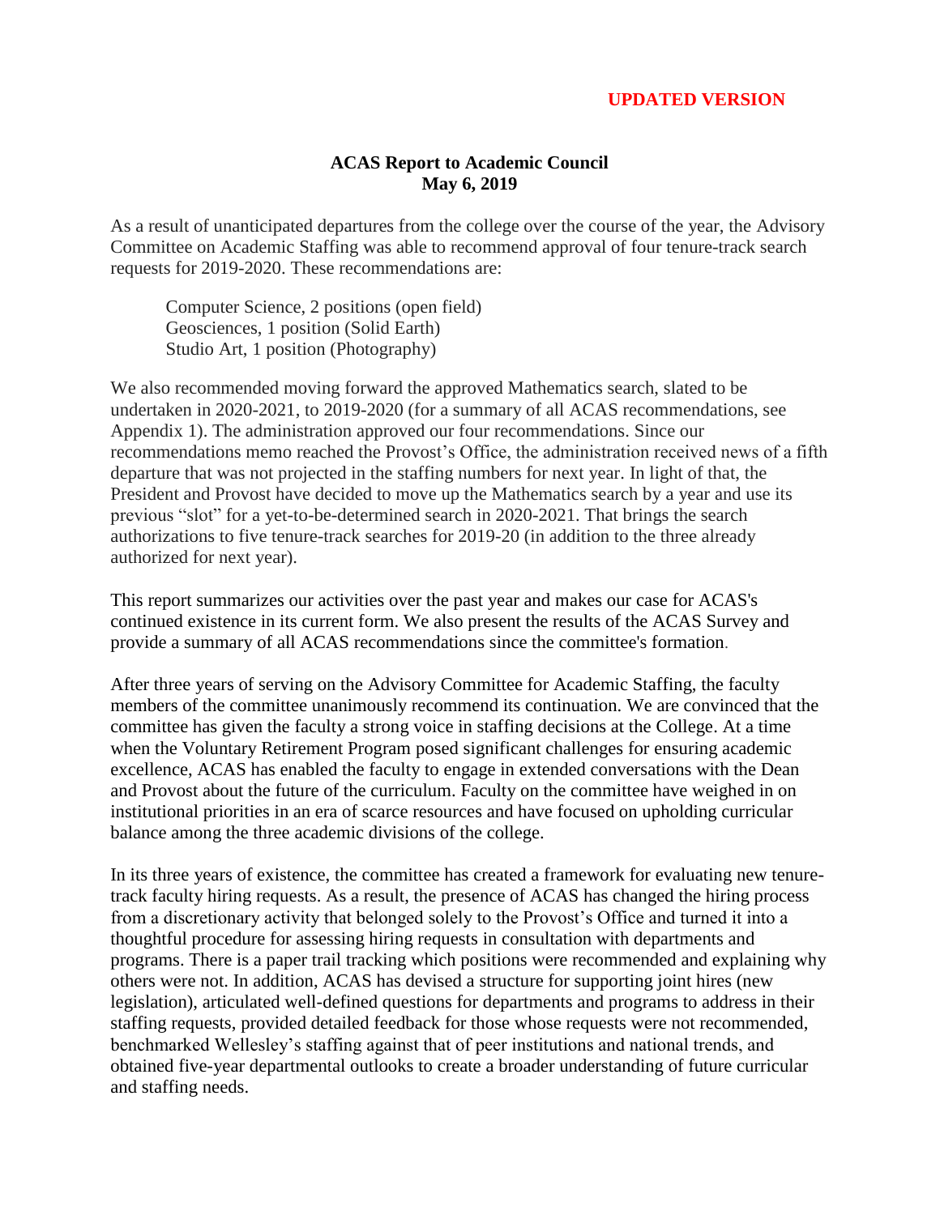**UPDATED VERSION**

# ACAS Report to Academic Council
## May 6, 2019

As a result of unanticipated departures from the college over the course of the year, the Advisory Committee on Academic Staffing was able to recommend approval of four tenure-track search requests for 2019-2020. These recommendations are:

Computer Science, 2 positions (open field)
Geosciences, 1 position (Solid Earth)
Studio Art, 1 position (Photography)

We also recommended moving forward the approved Mathematics search, slated to be undertaken in 2020-2021, to 2019-2020 (for a summary of all ACAS recommendations, see Appendix 1). The administration approved our four recommendations. Since our recommendations memo reached the Provost's Office, the administration received news of a fifth departure that was not projected in the staffing numbers for next year. In light of that, the President and Provost have decided to move up the Mathematics search by a year and use its previous "slot" for a yet-to-be-determined search in 2020-2021. That brings the search authorizations to five tenure-track searches for 2019-20 (in addition to the three already authorized for next year).

This report summarizes our activities over the past year and makes our case for ACAS's continued existence in its current form. We also present the results of the ACAS Survey and provide a summary of all ACAS recommendations since the committee's formation.

After three years of serving on the Advisory Committee for Academic Staffing, the faculty members of the committee unanimously recommend its continuation. We are convinced that the committee has given the faculty a strong voice in staffing decisions at the College. At a time when the Voluntary Retirement Program posed significant challenges for ensuring academic excellence, ACAS has enabled the faculty to engage in extended conversations with the Dean and Provost about the future of the curriculum. Faculty on the committee have weighed in on institutional priorities in an era of scarce resources and have focused on upholding curricular balance among the three academic divisions of the college.

In its three years of existence, the committee has created a framework for evaluating new tenure-track faculty hiring requests. As a result, the presence of ACAS has changed the hiring process from a discretionary activity that belonged solely to the Provost's Office and turned it into a thoughtful procedure for assessing hiring requests in consultation with departments and programs. There is a paper trail tracking which positions were recommended and explaining why others were not. In addition, ACAS has devised a structure for supporting joint hires (new legislation), articulated well-defined questions for departments and programs to address in their staffing requests, provided detailed feedback for those whose requests were not recommended, benchmarked Wellesley's staffing against that of peer institutions and national trends, and obtained five-year departmental outlooks to create a broader understanding of future curricular and staffing needs.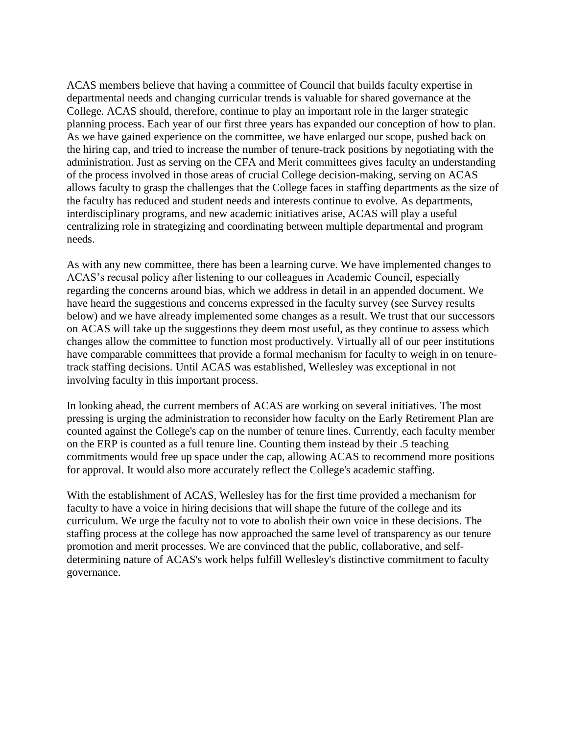ACAS members believe that having a committee of Council that builds faculty expertise in departmental needs and changing curricular trends is valuable for shared governance at the College. ACAS should, therefore, continue to play an important role in the larger strategic planning process. Each year of our first three years has expanded our conception of how to plan. As we have gained experience on the committee, we have enlarged our scope, pushed back on the hiring cap, and tried to increase the number of tenure-track positions by negotiating with the administration. Just as serving on the CFA and Merit committees gives faculty an understanding of the process involved in those areas of crucial College decision-making, serving on ACAS allows faculty to grasp the challenges that the College faces in staffing departments as the size of the faculty has reduced and student needs and interests continue to evolve. As departments, interdisciplinary programs, and new academic initiatives arise, ACAS will play a useful centralizing role in strategizing and coordinating between multiple departmental and program needs.

As with any new committee, there has been a learning curve. We have implemented changes to ACAS's recusal policy after listening to our colleagues in Academic Council, especially regarding the concerns around bias, which we address in detail in an appended document. We have heard the suggestions and concerns expressed in the faculty survey (see Survey results below) and we have already implemented some changes as a result. We trust that our successors on ACAS will take up the suggestions they deem most useful, as they continue to assess which changes allow the committee to function most productively. Virtually all of our peer institutions have comparable committees that provide a formal mechanism for faculty to weigh in on tenure-track staffing decisions. Until ACAS was established, Wellesley was exceptional in not involving faculty in this important process.

In looking ahead, the current members of ACAS are working on several initiatives. The most pressing is urging the administration to reconsider how faculty on the Early Retirement Plan are counted against the College's cap on the number of tenure lines. Currently, each faculty member on the ERP is counted as a full tenure line. Counting them instead by their .5 teaching commitments would free up space under the cap, allowing ACAS to recommend more positions for approval. It would also more accurately reflect the College's academic staffing.

With the establishment of ACAS, Wellesley has for the first time provided a mechanism for faculty to have a voice in hiring decisions that will shape the future of the college and its curriculum. We urge the faculty not to vote to abolish their own voice in these decisions. The staffing process at the college has now approached the same level of transparency as our tenure promotion and merit processes. We are convinced that the public, collaborative, and self-determining nature of ACAS's work helps fulfill Wellesley's distinctive commitment to faculty governance.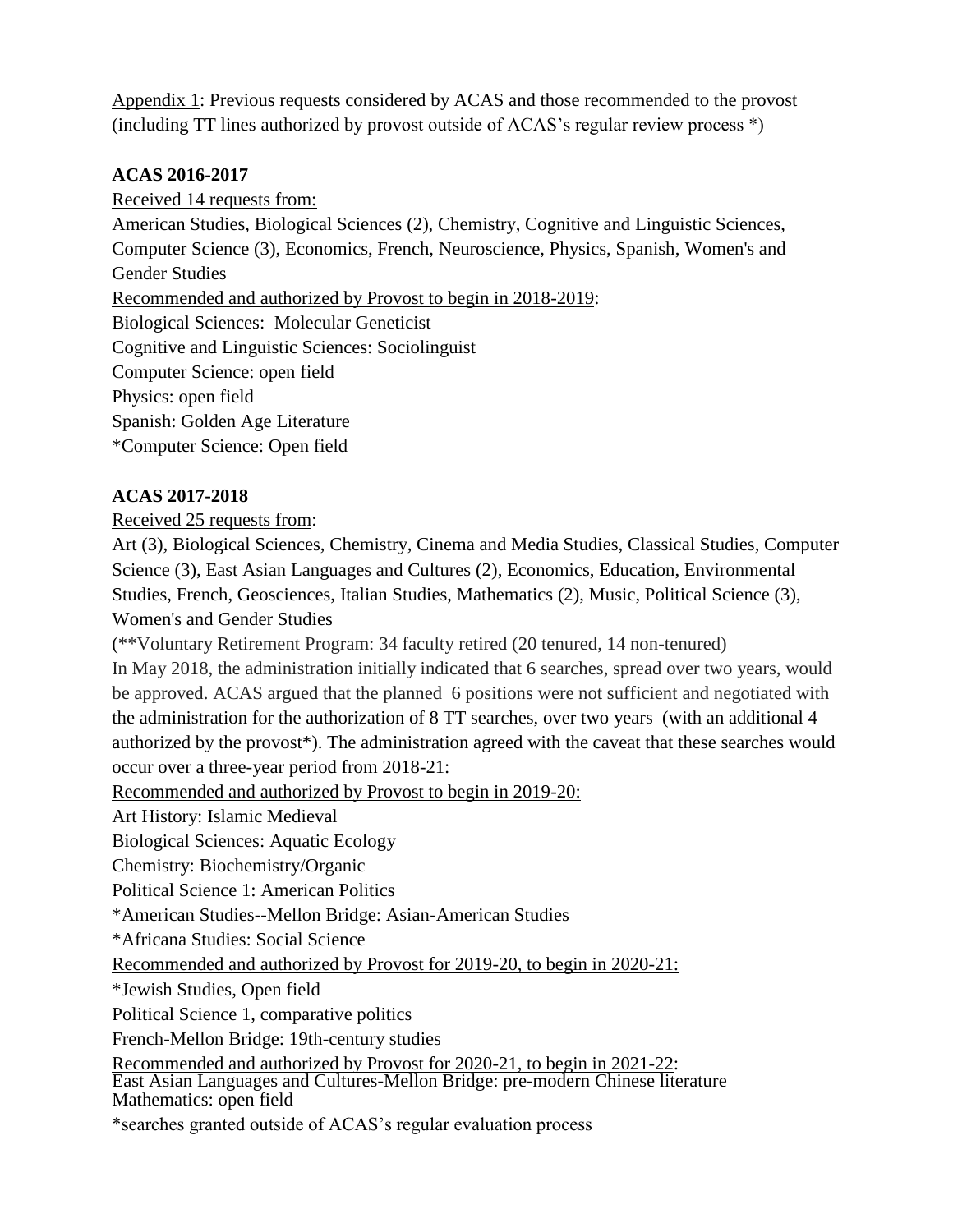Appendix 1: Previous requests considered by ACAS and those recommended to the provost (including TT lines authorized by provost outside of ACAS's regular review process *)

**ACAS 2016-2017**

Received 14 requests from:
American Studies, Biological Sciences (2), Chemistry, Cognitive and Linguistic Sciences, Computer Science (3), Economics, French, Neuroscience, Physics, Spanish, Women's and Gender Studies

Recommended and authorized by Provost to begin in 2018-2019:
Biological Sciences: Molecular Geneticist
Cognitive and Linguistic Sciences: Sociolinguist
Computer Science: open field
Physics: open field
Spanish: Golden Age Literature
*Computer Science: Open field

**ACAS 2017-2018**

Received 25 requests from:
Art (3), Biological Sciences, Chemistry, Cinema and Media Studies, Classical Studies, Computer Science (3), East Asian Languages and Cultures (2), Economics, Education, Environmental Studies, French, Geosciences, Italian Studies, Mathematics (2), Music, Political Science (3), Women's and Gender Studies

(**Voluntary Retirement Program: 34 faculty retired (20 tenured, 14 non-tenured)
In May 2018, the administration initially indicated that 6 searches, spread over two years, would be approved. ACAS argued that the planned 6 positions were not sufficient and negotiated with the administration for the authorization of 8 TT searches, over two years (with an additional 4 authorized by the provost*). The administration agreed with the caveat that these searches would occur over a three-year period from 2018-21:

Recommended and authorized by Provost to begin in 2019-20:
Art History: Islamic Medieval
Biological Sciences: Aquatic Ecology
Chemistry: Biochemistry/Organic
Political Science 1: American Politics
*American Studies--Mellon Bridge: Asian-American Studies
*Africana Studies: Social Science

Recommended and authorized by Provost for 2019-20, to begin in 2020-21:
*Jewish Studies, Open field
Political Science 1, comparative politics
French-Mellon Bridge: 19th-century studies

Recommended and authorized by Provost for 2020-21, to begin in 2021-22:
East Asian Languages and Cultures-Mellon Bridge: pre-modern Chinese literature
Mathematics: open field

*searches granted outside of ACAS's regular evaluation process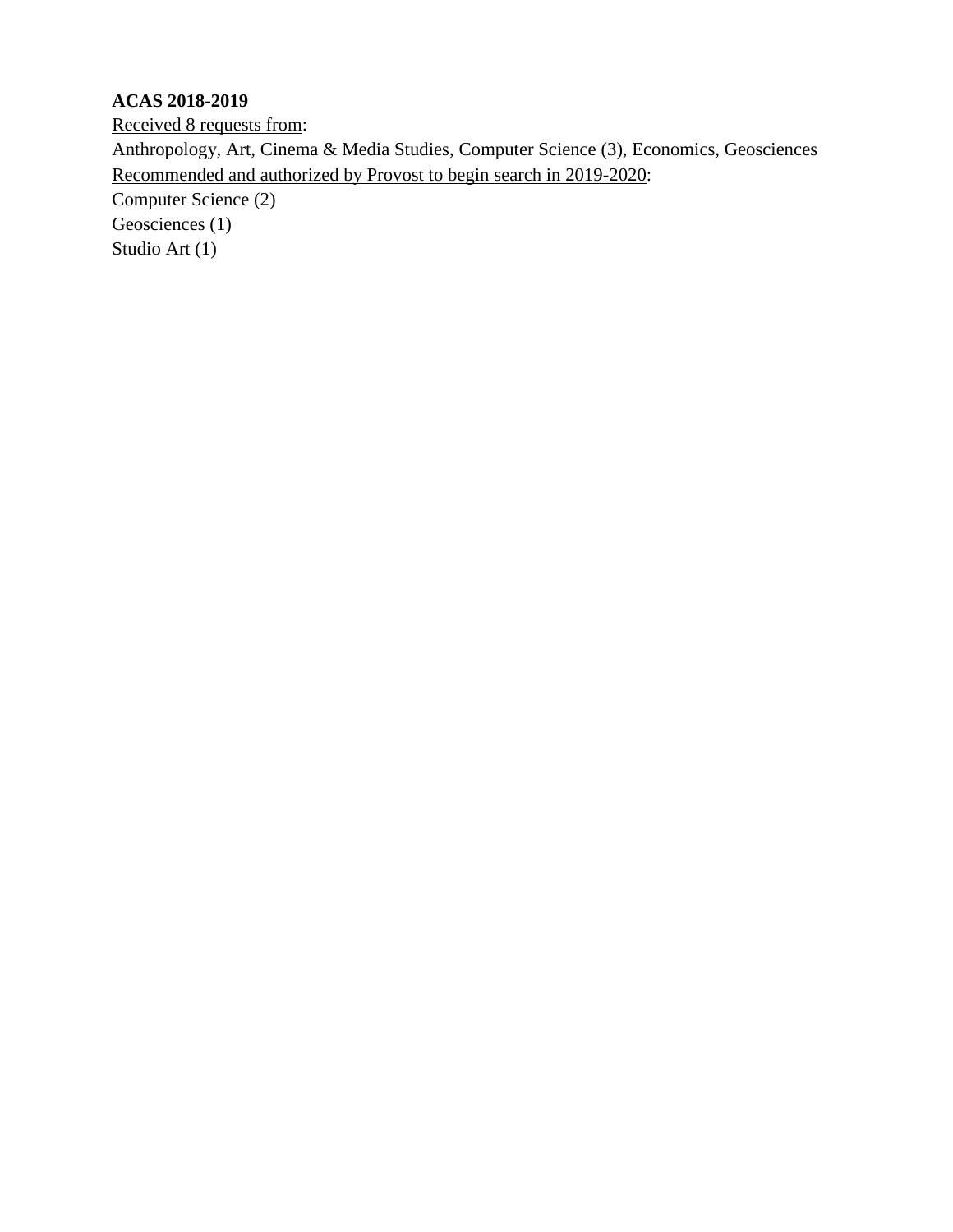**ACAS 2018-2019**

Received 8 requests from:

Anthropology, Art, Cinema & Media Studies, Computer Science (3), Economics, Geosciences

Recommended and authorized by Provost to begin search in 2019-2020:

Computer Science (2)

Geosciences (1)

Studio Art (1)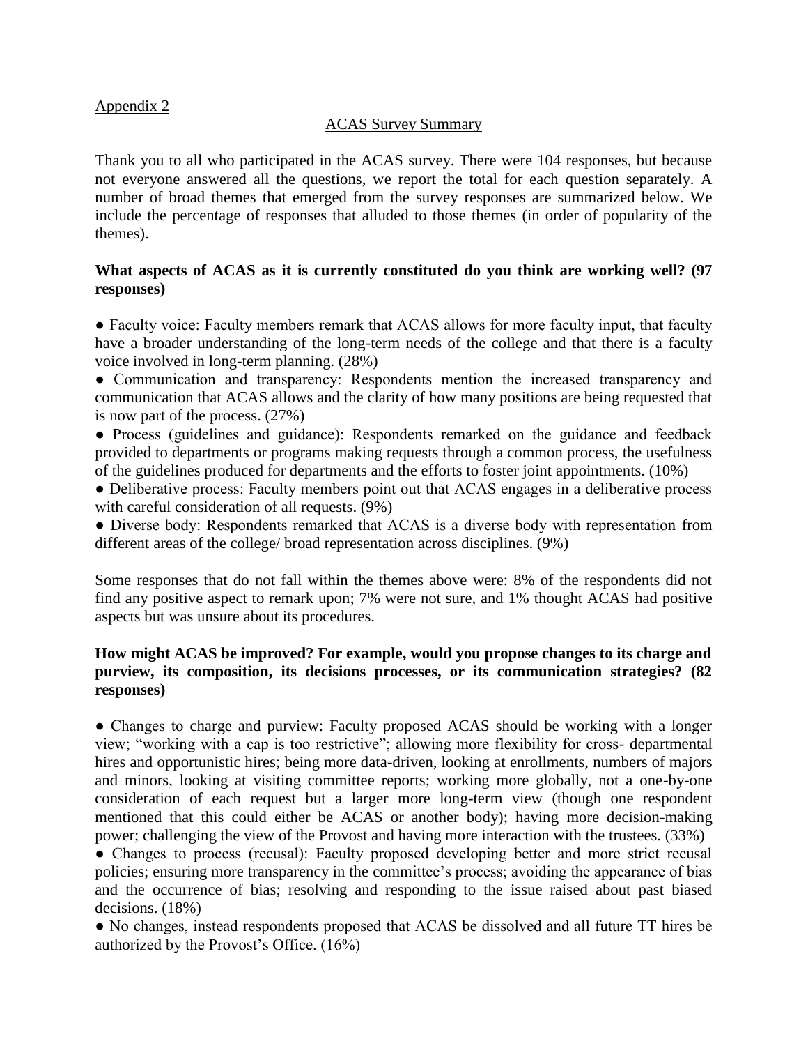<u>Appendix 2</u>

<u>ACAS Survey Summary</u>

Thank you to all who participated in the ACAS survey. There were 104 responses, but because not everyone answered all the questions, we report the total for each question separately. A number of broad themes that emerged from the survey responses are summarized below. We include the percentage of responses that alluded to those themes (in order of popularity of the themes).

**What aspects of ACAS as it is currently constituted do you think are working well? (97 responses)**

● Faculty voice: Faculty members remark that ACAS allows for more faculty input, that faculty have a broader understanding of the long-term needs of the college and that there is a faculty voice involved in long-term planning. (28%)

● Communication and transparency: Respondents mention the increased transparency and communication that ACAS allows and the clarity of how many positions are being requested that is now part of the process. (27%)

● Process (guidelines and guidance): Respondents remarked on the guidance and feedback provided to departments or programs making requests through a common process, the usefulness of the guidelines produced for departments and the efforts to foster joint appointments. (10%)

● Deliberative process: Faculty members point out that ACAS engages in a deliberative process with careful consideration of all requests. (9%)

● Diverse body: Respondents remarked that ACAS is a diverse body with representation from different areas of the college/ broad representation across disciplines. (9%)

Some responses that do not fall within the themes above were: 8% of the respondents did not find any positive aspect to remark upon; 7% were not sure, and 1% thought ACAS had positive aspects but was unsure about its procedures.

**How might ACAS be improved? For example, would you propose changes to its charge and purview, its composition, its decisions processes, or its communication strategies? (82 responses)**

● Changes to charge and purview: Faculty proposed ACAS should be working with a longer view; "working with a cap is too restrictive"; allowing more flexibility for cross- departmental hires and opportunistic hires; being more data-driven, looking at enrollments, numbers of majors and minors, looking at visiting committee reports; working more globally, not a one-by-one consideration of each request but a larger more long-term view (though one respondent mentioned that this could either be ACAS or another body); having more decision-making power; challenging the view of the Provost and having more interaction with the trustees. (33%)

● Changes to process (recusal): Faculty proposed developing better and more strict recusal policies; ensuring more transparency in the committee's process; avoiding the appearance of bias and the occurrence of bias; resolving and responding to the issue raised about past biased decisions. (18%)

● No changes, instead respondents proposed that ACAS be dissolved and all future TT hires be authorized by the Provost's Office. (16%)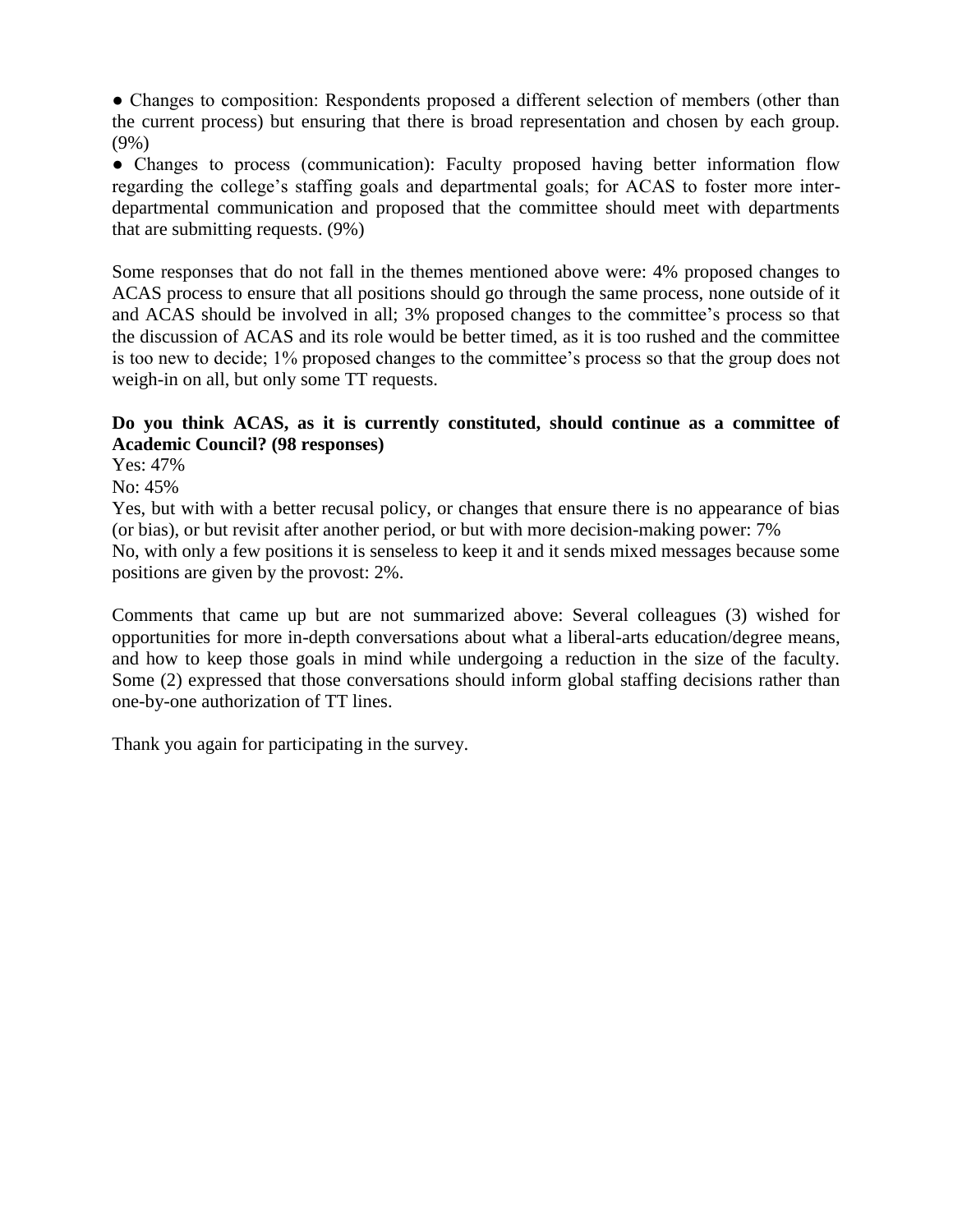- Changes to composition: Respondents proposed a different selection of members (other than the current process) but ensuring that there is broad representation and chosen by each group. (9%)
- Changes to process (communication): Faculty proposed having better information flow regarding the college's staffing goals and departmental goals; for ACAS to foster more inter-departmental communication and proposed that the committee should meet with departments that are submitting requests. (9%)

Some responses that do not fall in the themes mentioned above were: 4% proposed changes to ACAS process to ensure that all positions should go through the same process, none outside of it and ACAS should be involved in all; 3% proposed changes to the committee's process so that the discussion of ACAS and its role would be better timed, as it is too rushed and the committee is too new to decide; 1% proposed changes to the committee's process so that the group does not weigh-in on all, but only some TT requests.

**Do you think ACAS, as it is currently constituted, should continue as a committee of Academic Council? (98 responses)**

Yes: 47%

No: 45%

Yes, but with with a better recusal policy, or changes that ensure there is no appearance of bias (or bias), or but revisit after another period, or but with more decision-making power: 7%

No, with only a few positions it is senseless to keep it and it sends mixed messages because some positions are given by the provost: 2%.

Comments that came up but are not summarized above: Several colleagues (3) wished for opportunities for more in-depth conversations about what a liberal-arts education/degree means, and how to keep those goals in mind while undergoing a reduction in the size of the faculty. Some (2) expressed that those conversations should inform global staffing decisions rather than one-by-one authorization of TT lines.

Thank you again for participating in the survey.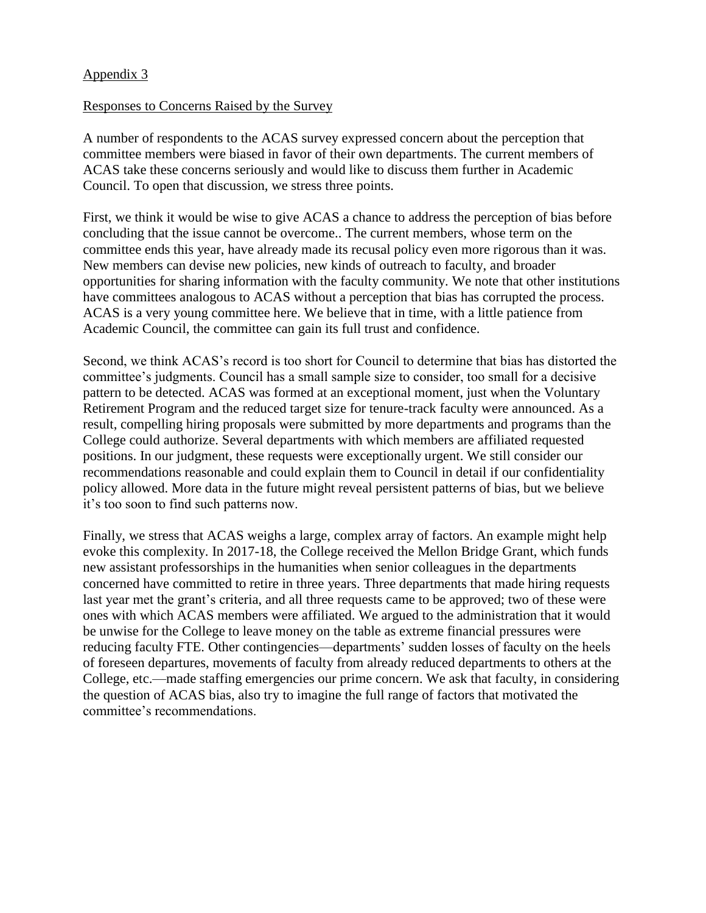Appendix 3

Responses to Concerns Raised by the Survey

A number of respondents to the ACAS survey expressed concern about the perception that committee members were biased in favor of their own departments. The current members of ACAS take these concerns seriously and would like to discuss them further in Academic Council. To open that discussion, we stress three points.

First, we think it would be wise to give ACAS a chance to address the perception of bias before concluding that the issue cannot be overcome.. The current members, whose term on the committee ends this year, have already made its recusal policy even more rigorous than it was. New members can devise new policies, new kinds of outreach to faculty, and broader opportunities for sharing information with the faculty community. We note that other institutions have committees analogous to ACAS without a perception that bias has corrupted the process. ACAS is a very young committee here. We believe that in time, with a little patience from Academic Council, the committee can gain its full trust and confidence.

Second, we think ACAS's record is too short for Council to determine that bias has distorted the committee's judgments. Council has a small sample size to consider, too small for a decisive pattern to be detected. ACAS was formed at an exceptional moment, just when the Voluntary Retirement Program and the reduced target size for tenure-track faculty were announced. As a result, compelling hiring proposals were submitted by more departments and programs than the College could authorize. Several departments with which members are affiliated requested positions. In our judgment, these requests were exceptionally urgent. We still consider our recommendations reasonable and could explain them to Council in detail if our confidentiality policy allowed. More data in the future might reveal persistent patterns of bias, but we believe it's too soon to find such patterns now.

Finally, we stress that ACAS weighs a large, complex array of factors. An example might help evoke this complexity. In 2017-18, the College received the Mellon Bridge Grant, which funds new assistant professorships in the humanities when senior colleagues in the departments concerned have committed to retire in three years. Three departments that made hiring requests last year met the grant's criteria, and all three requests came to be approved; two of these were ones with which ACAS members were affiliated. We argued to the administration that it would be unwise for the College to leave money on the table as extreme financial pressures were reducing faculty FTE. Other contingencies—departments' sudden losses of faculty on the heels of foreseen departures, movements of faculty from already reduced departments to others at the College, etc.—made staffing emergencies our prime concern. We ask that faculty, in considering the question of ACAS bias, also try to imagine the full range of factors that motivated the committee's recommendations.